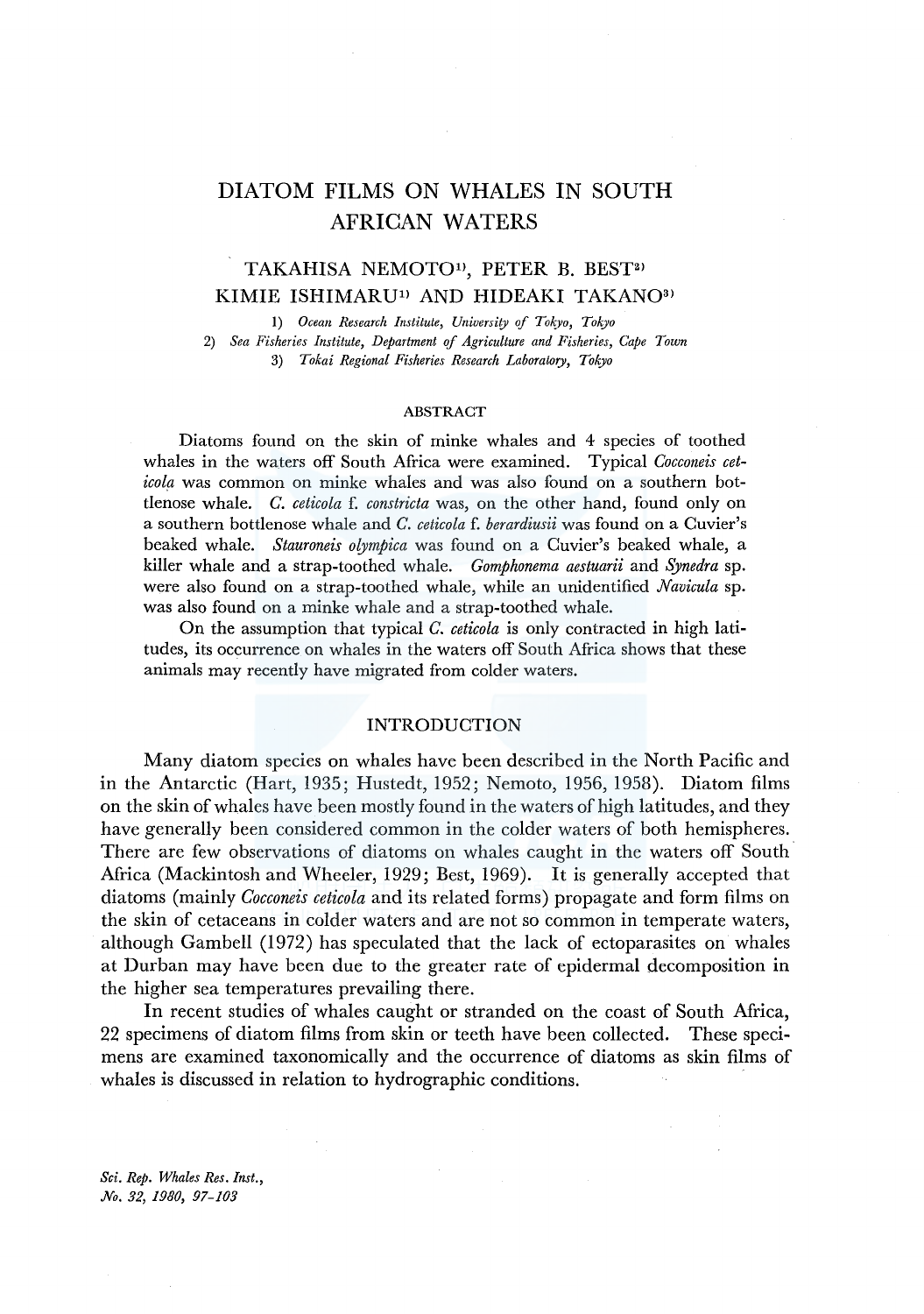# DIATOM FILMS ON WHALES IN SOUTH AFRICAN WATERS

TAKAHISA NEMOTO[1], PETER B. BEST[2]
KIMIE ISHIMARU[1] AND HIDEAKI TAKANO[3]

1) *Ocean Research Institute, University of Tokyo, Tokyo*
2) *Sea Fisheries Institute, Department of Agriculture and Fisheries, Cape Town*
3) *Tokai Regional Fisheries Research Laboratory, Tokyo*

## ABSTRACT

Diatoms found on the skin of minke whales and 4 species of toothed whales in the waters off South Africa were examined. Typical *Cocconeis ceticola* was common on minke whales and was also found on a southern bottlenose whale. *C. ceticola* f. *constricta* was, on the other hand, found only on a southern bottlenose whale and *C. ceticola* f. *berardiusii* was found on a Cuvier's beaked whale. *Stauroneis olympica* was found on a Cuvier's beaked whale, a killer whale and a strap-toothed whale. *Gomphonema aestuarii* and *Synedra* sp. were also found on a strap-toothed whale, while an unidentified *Navicula* sp. was also found on a minke whale and a strap-toothed whale.

On the assumption that typical *C. ceticola* is only contracted in high latitudes, its occurrence on whales in the waters off South Africa shows that these animals may recently have migrated from colder waters.

## INTRODUCTION

Many diatom species on whales have been described in the North Pacific and in the Antarctic (Hart, 1935; Hustedt, 1952; Nemoto, 1956, 1958). Diatom films on the skin of whales have been mostly found in the waters of high latitudes, and they have generally been considered common in the colder waters of both hemispheres. There are few observations of diatoms on whales caught in the waters off South Africa (Mackintosh and Wheeler, 1929; Best, 1969). It is generally accepted that diatoms (mainly *Cocconeis ceticola* and its related forms) propagate and form films on the skin of cetaceans in colder waters and are not so common in temperate waters, although Gambell (1972) has speculated that the lack of ectoparasites on whales at Durban may have been due to the greater rate of epidermal decomposition in the higher sea temperatures prevailing there.

In recent studies of whales caught or stranded on the coast of South Africa, 22 specimens of diatom films from skin or teeth have been collected. These specimens are examined taxonomically and the occurrence of diatoms as skin films of whales is discussed in relation to hydrographic conditions.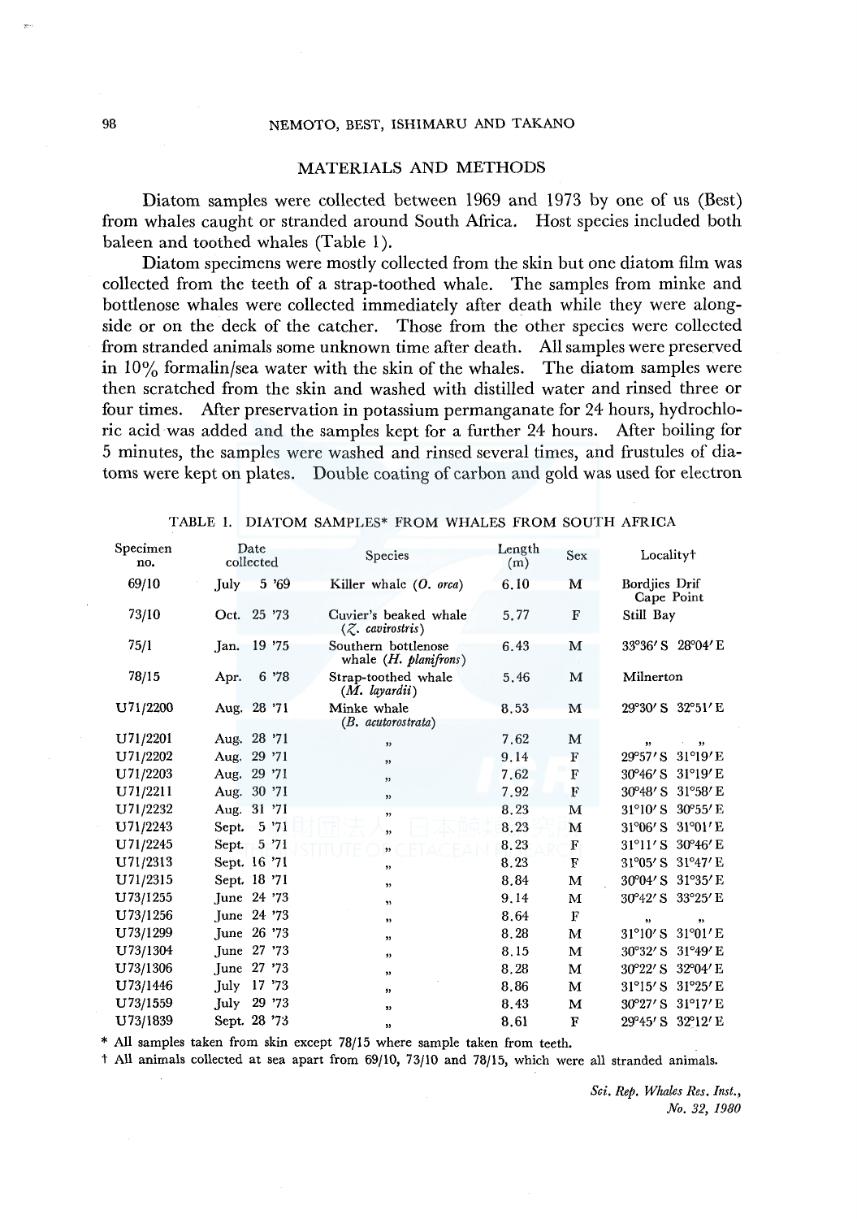## MATERIALS AND METHODS

Diatom samples were collected between 1969 and 1973 by one of us (Best) from whales caught or stranded around South Africa. Host species included both baleen and toothed whales (Table 1).

Diatom specimens were mostly collected from the skin but one diatom film was collected from the teeth of a strap-toothed whale. The samples from minke and bottlenose whales were collected immediately after death while they were alongside or on the deck of the catcher. Those from the other species were collected from stranded animals some unknown time after death. All samples were preserved in 10% formalin/sea water with the skin of the whales. The diatom samples were then scratched from the skin and washed with distilled water and rinsed three or four times. After preservation in potassium permanganate for 24 hours, hydrochloric acid was added and the samples kept for a further 24 hours. After boiling for 5 minutes, the samples were washed and rinsed several times, and frustules of diatoms were kept on plates. Double coating of carbon and gold was used for electron

TABLE 1. DIATOM SAMPLES* FROM WHALES FROM SOUTH AFRICA

| Specimen no. | Date collected | Species | Length (m) | Sex | Locality† |
|---|---|---|---|---|---|
| 69/10 | July 5 '69 | Killer whale (*O. orca*) | 6.10 | M | Bordjies Drif Cape Point |
| 73/10 | Oct. 25 '73 | Cuvier's beaked whale (*Z. cavirostris*) | 5.77 | F | Still Bay |
| 75/1 | Jan. 19 '75 | Southern bottlenose whale (*H. planifrons*) | 6.43 | M | 33°36′ S 28°04′ E |
| 78/15 | Apr. 6 '78 | Strap-toothed whale (*M. layardii*) | 5.46 | M | Milnerton |
| U71/2200 | Aug. 28 '71 | Minke whale (*B. acutorostrata*) | 8.53 | M | 29°30′ S 32°51′ E |
| U71/2201 | Aug. 28 '71 | " | 7.62 | M | " " |
| U71/2202 | Aug. 29 '71 | " | 9.14 | F | 29°57′ S 31°19′ E |
| U71/2203 | Aug. 29 '71 | " | 7.62 | F | 30°46′ S 31°19′ E |
| U71/2211 | Aug. 30 '71 | " | 7.92 | F | 30°48′ S 31°58′ E |
| U71/2232 | Aug. 31 '71 | " | 8.23 | M | 31°10′ S 30°55′ E |
| U71/2243 | Sept. 5 '71 | " | 8.23 | M | 31°06′ S 31°01′ E |
| U71/2245 | Sept. 5 '71 | " | 8.23 | F | 31°11′ S 30°46′ E |
| U71/2313 | Sept. 16 '71 | " | 8.23 | F | 31°05′ S 31°47′ E |
| U71/2315 | Sept. 18 '71 | " | 8.84 | M | 30°04′ S 31°35′ E |
| U73/1255 | June 24 '73 | " | 9.14 | M | 30°42′ S 33°25′ E |
| U73/1256 | June 24 '73 | " | 8.64 | F | " " |
| U73/1299 | June 26 '73 | " | 8.28 | M | 31°10′ S 31°01′ E |
| U73/1304 | June 27 '73 | " | 8.15 | M | 30°32′ S 31°49′ E |
| U73/1306 | June 27 '73 | " | 8.28 | M | 30°22′ S 32°04′ E |
| U73/1446 | July 17 '73 | " | 8.86 | M | 31°15′ S 31°25′ E |
| U73/1559 | July 29 '73 | " | 8.43 | M | 30°27′ S 31°17′ E |
| U73/1839 | Sept. 28 '73 | " | 8.61 | F | 29°45′ S 32°12′ E |

\* All samples taken from skin except 78/15 where sample taken from teeth.

† All animals collected at sea apart from 69/10, 73/10 and 78/15, which were all stranded animals.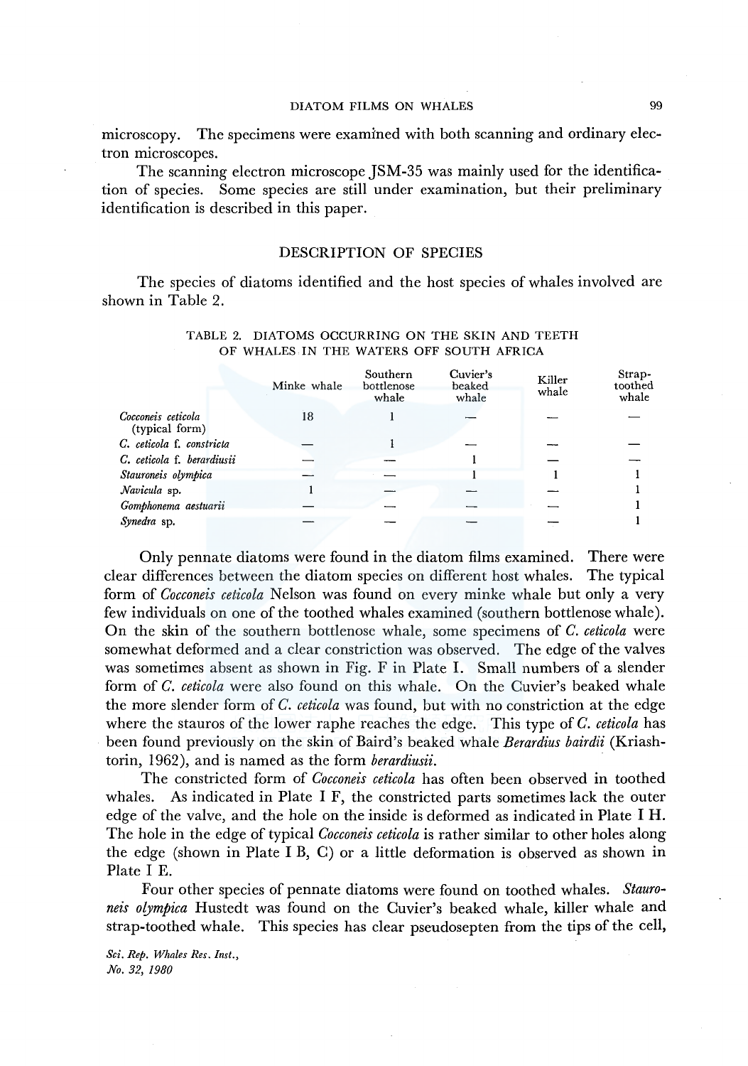microscopy. The specimens were examined with both scanning and ordinary electron microscopes.

The scanning electron microscope JSM-35 was mainly used for the identification of species. Some species are still under examination, but their preliminary identification is described in this paper.

## DESCRIPTION OF SPECIES

The species of diatoms identified and the host species of whales involved are shown in Table 2.

TABLE 2. DIATOMS OCCURRING ON THE SKIN AND TEETH OF WHALES IN THE WATERS OFF SOUTH AFRICA

| | Minke whale | Southern bottlenose whale | Cuvier's beaked whale | Killer whale | Strap-toothed whale |
|---|---|---|---|---|---|
| *Cocconeis ceticola* (typical form) | 18 | 1 | — | — | — |
| *C. ceticola* f. *constricta* | — | 1 | — | — | — |
| *C. ceticola* f. *berardiusii* | — | — | 1 | — | — |
| *Stauroneis olympica* | — | — | 1 | 1 | 1 |
| *Navicula* sp. | 1 | — | — | — | 1 |
| *Gomphonema aestuarii* | — | — | — | — | 1 |
| *Synedra* sp. | — | — | — | — | 1 |

Only pennate diatoms were found in the diatom films examined. There were clear differences between the diatom species on different host whales. The typical form of *Cocconeis ceticola* Nelson was found on every minke whale but only a very few individuals on one of the toothed whales examined (southern bottlenose whale). On the skin of the southern bottlenose whale, some specimens of *C. ceticola* were somewhat deformed and a clear constriction was observed. The edge of the valves was sometimes absent as shown in Fig. F in Plate I. Small numbers of a slender form of *C. ceticola* were also found on this whale. On the Cuvier's beaked whale the more slender form of *C. ceticola* was found, but with no constriction at the edge where the stauros of the lower raphe reaches the edge. This type of *C. ceticola* has been found previously on the skin of Baird's beaked whale *Berardius bairdii* (Kriashtorin, 1962), and is named as the form *berardiusii*.

The constricted form of *Cocconeis ceticola* has often been observed in toothed whales. As indicated in Plate I F, the constricted parts sometimes lack the outer edge of the valve, and the hole on the inside is deformed as indicated in Plate I H. The hole in the edge of typical *Cocconeis ceticola* is rather similar to other holes along the edge (shown in Plate I B, C) or a little deformation is observed as shown in Plate I E.

Four other species of pennate diatoms were found on toothed whales. *Stauroneis olympica* Hustedt was found on the Cuvier's beaked whale, killer whale and strap-toothed whale. This species has clear pseudosepten from the tips of the cell,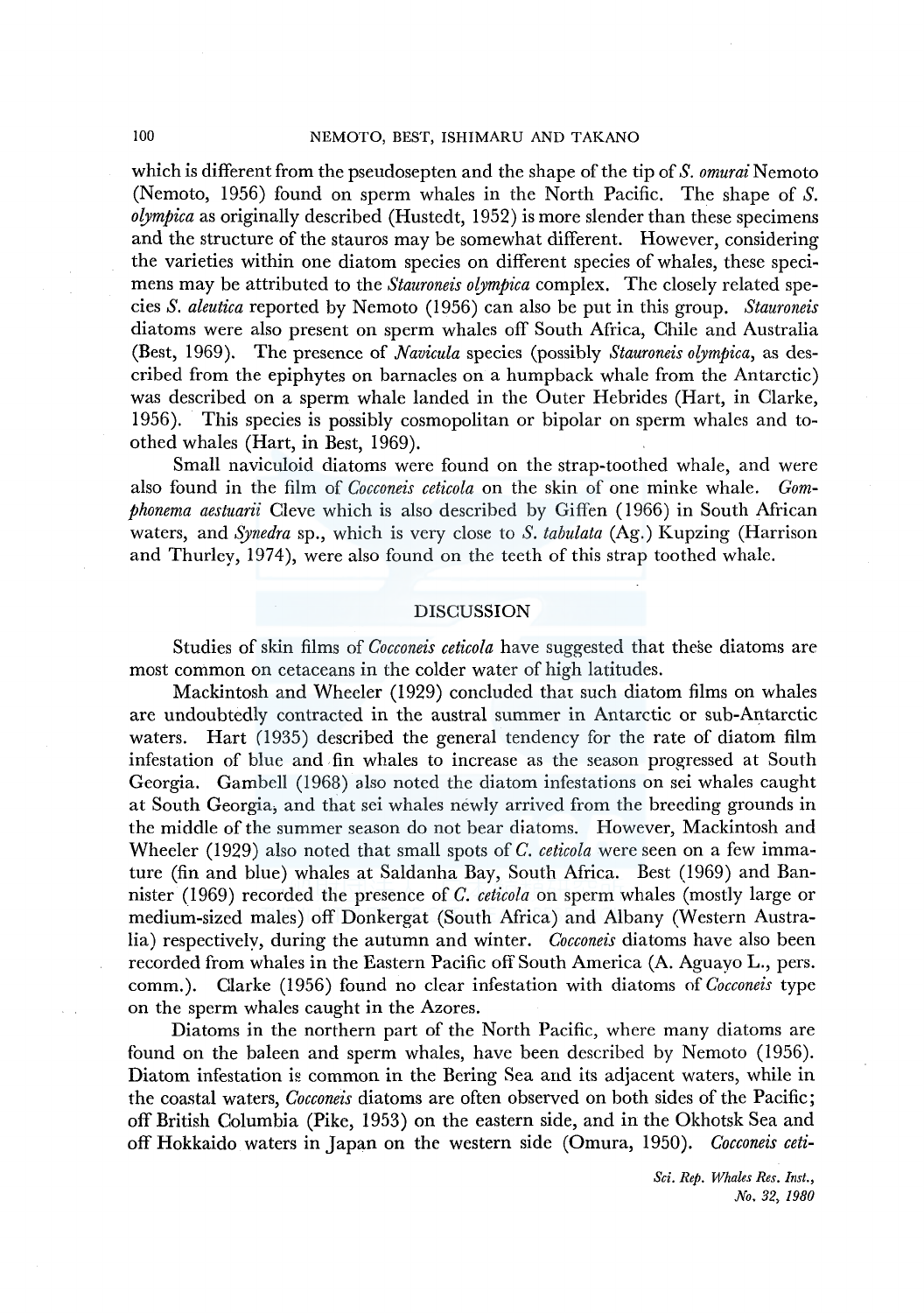which is different from the pseudosepten and the shape of the tip of *S. omurai* Nemoto (Nemoto, 1956) found on sperm whales in the North Pacific. The shape of *S. olympica* as originally described (Hustedt, 1952) is more slender than these specimens and the structure of the stauros may be somewhat different. However, considering the varieties within one diatom species on different species of whales, these specimens may be attributed to the *Stauroneis olympica* complex. The closely related species *S. aleutica* reported by Nemoto (1956) can also be put in this group. *Stauroneis* diatoms were also present on sperm whales off South Africa, Chile and Australia (Best, 1969). The presence of *Navicula* species (possibly *Stauroneis olympica*, as described from the epiphytes on barnacles on a humpback whale from the Antarctic) was described on a sperm whale landed in the Outer Hebrides (Hart, in Clarke, 1956). This species is possibly cosmopolitan or bipolar on sperm whales and toothed whales (Hart, in Best, 1969).

Small naviculoid diatoms were found on the strap-toothed whale, and were also found in the film of *Cocconeis ceticola* on the skin of one minke whale. *Gomphonema aestuarii* Cleve which is also described by Giffen (1966) in South African waters, and *Synedra* sp., which is very close to *S. tabulata* (Ag.) Kupzing (Harrison and Thurley, 1974), were also found on the teeth of this strap toothed whale.

## DISCUSSION

Studies of skin films of *Cocconeis ceticola* have suggested that these diatoms are most common on cetaceans in the colder water of high latitudes.

Mackintosh and Wheeler (1929) concluded that such diatom films on whales are undoubtedly contracted in the austral summer in Antarctic or sub-Antarctic waters. Hart (1935) described the general tendency for the rate of diatom film infestation of blue and fin whales to increase as the season progressed at South Georgia. Gambell (1968) also noted the diatom infestations on sei whales caught at South Georgia, and that sei whales newly arrived from the breeding grounds in the middle of the summer season do not bear diatoms. However, Mackintosh and Wheeler (1929) also noted that small spots of *C. ceticola* were seen on a few immature (fin and blue) whales at Saldanha Bay, South Africa. Best (1969) and Bannister (1969) recorded the presence of *C. ceticola* on sperm whales (mostly large or medium-sized males) off Donkergat (South Africa) and Albany (Western Australia) respectively, during the autumn and winter. *Cocconeis* diatoms have also been recorded from whales in the Eastern Pacific off South America (A. Aguayo L., pers. comm.). Clarke (1956) found no clear infestation with diatoms of *Cocconeis* type on the sperm whales caught in the Azores.

Diatoms in the northern part of the North Pacific, where many diatoms are found on the baleen and sperm whales, have been described by Nemoto (1956). Diatom infestation is common in the Bering Sea and its adjacent waters, while in the coastal waters, *Cocconeis* diatoms are often observed on both sides of the Pacific; off British Columbia (Pike, 1953) on the eastern side, and in the Okhotsk Sea and off Hokkaido waters in Japan on the western side (Omura, 1950). *Cocconeis ceti-*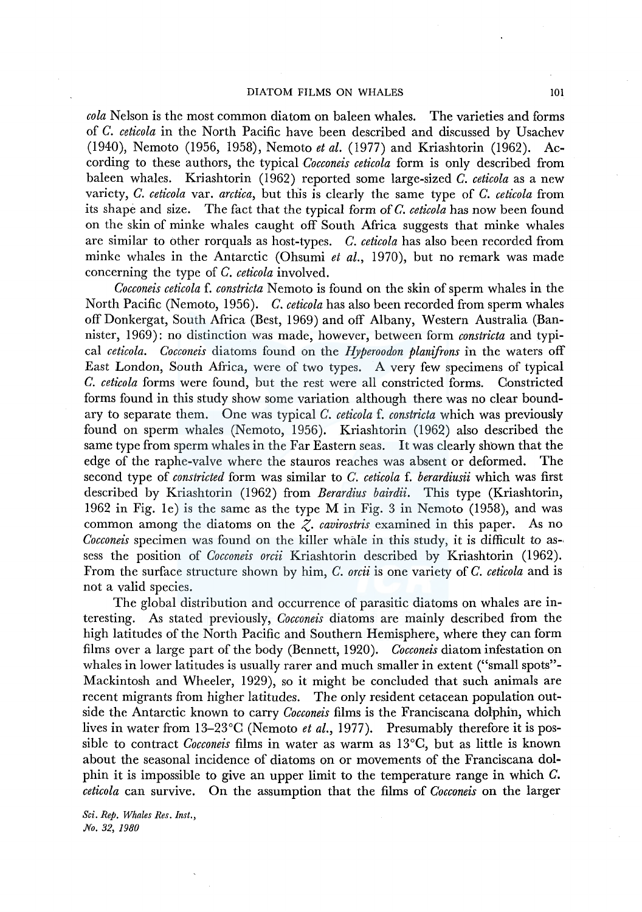*cola* Nelson is the most common diatom on baleen whales. The varieties and forms of *C. ceticola* in the North Pacific have been described and discussed by Usachev (1940), Nemoto (1956, 1958), Nemoto *et al.* (1977) and Kriashtorin (1962). According to these authors, the typical *Cocconeis ceticola* form is only described from baleen whales. Kriashtorin (1962) reported some large-sized *C. ceticola* as a new variety, *C. ceticola* var. *arctica*, but this is clearly the same type of *C. ceticola* from its shape and size. The fact that the typical form of *C. ceticola* has now been found on the skin of minke whales caught off South Africa suggests that minke whales are similar to other rorquals as host-types. *C. ceticola* has also been recorded from minke whales in the Antarctic (Ohsumi *et al.*, 1970), but no remark was made concerning the type of *C. ceticola* involved.

*Cocconeis ceticola* f. *constricta* Nemoto is found on the skin of sperm whales in the North Pacific (Nemoto, 1956). *C. ceticola* has also been recorded from sperm whales off Donkergat, South Africa (Best, 1969) and off Albany, Western Australia (Bannister, 1969): no distinction was made, however, between form *constricta* and typical *ceticola*. *Cocconeis* diatoms found on the *Hyperoodon planifrons* in the waters off East London, South Africa, were of two types. A very few specimens of typical *C. ceticola* forms were found, but the rest were all constricted forms. Constricted forms found in this study show some variation although there was no clear boundary to separate them. One was typical *C. ceticola* f. *constricta* which was previously found on sperm whales (Nemoto, 1956). Kriashtorin (1962) also described the same type from sperm whales in the Far Eastern seas. It was clearly shown that the edge of the raphe-valve where the stauros reaches was absent or deformed. The second type of *constricted* form was similar to *C. ceticola* f. *berardiusii* which was first described by Kriashtorin (1962) from *Berardius bairdii*. This type (Kriashtorin, 1962 in Fig. 1e) is the same as the type M in Fig. 3 in Nemoto (1958), and was common among the diatoms on the *Z. cavirostris* examined in this paper. As no *Cocconeis* specimen was found on the killer whale in this study, it is difficult to assess the position of *Cocconeis orcii* Kriashtorin described by Kriashtorin (1962). From the surface structure shown by him, *C. orcii* is one variety of *C. ceticola* and is not a valid species.

The global distribution and occurrence of parasitic diatoms on whales are interesting. As stated previously, *Cocconeis* diatoms are mainly described from the high latitudes of the North Pacific and Southern Hemisphere, where they can form films over a large part of the body (Bennett, 1920). *Cocconeis* diatom infestation on whales in lower latitudes is usually rarer and much smaller in extent ("small spots"- Mackintosh and Wheeler, 1929), so it might be concluded that such animals are recent migrants from higher latitudes. The only resident cetacean population outside the Antarctic known to carry *Cocconeis* films is the Franciscana dolphin, which lives in water from 13–23°C (Nemoto *et al.*, 1977). Presumably therefore it is possible to contract *Cocconeis* films in water as warm as 13°C, but as little is known about the seasonal incidence of diatoms on or movements of the Franciscana dolphin it is impossible to give an upper limit to the temperature range in which *C. ceticola* can survive. On the assumption that the films of *Cocconeis* on the larger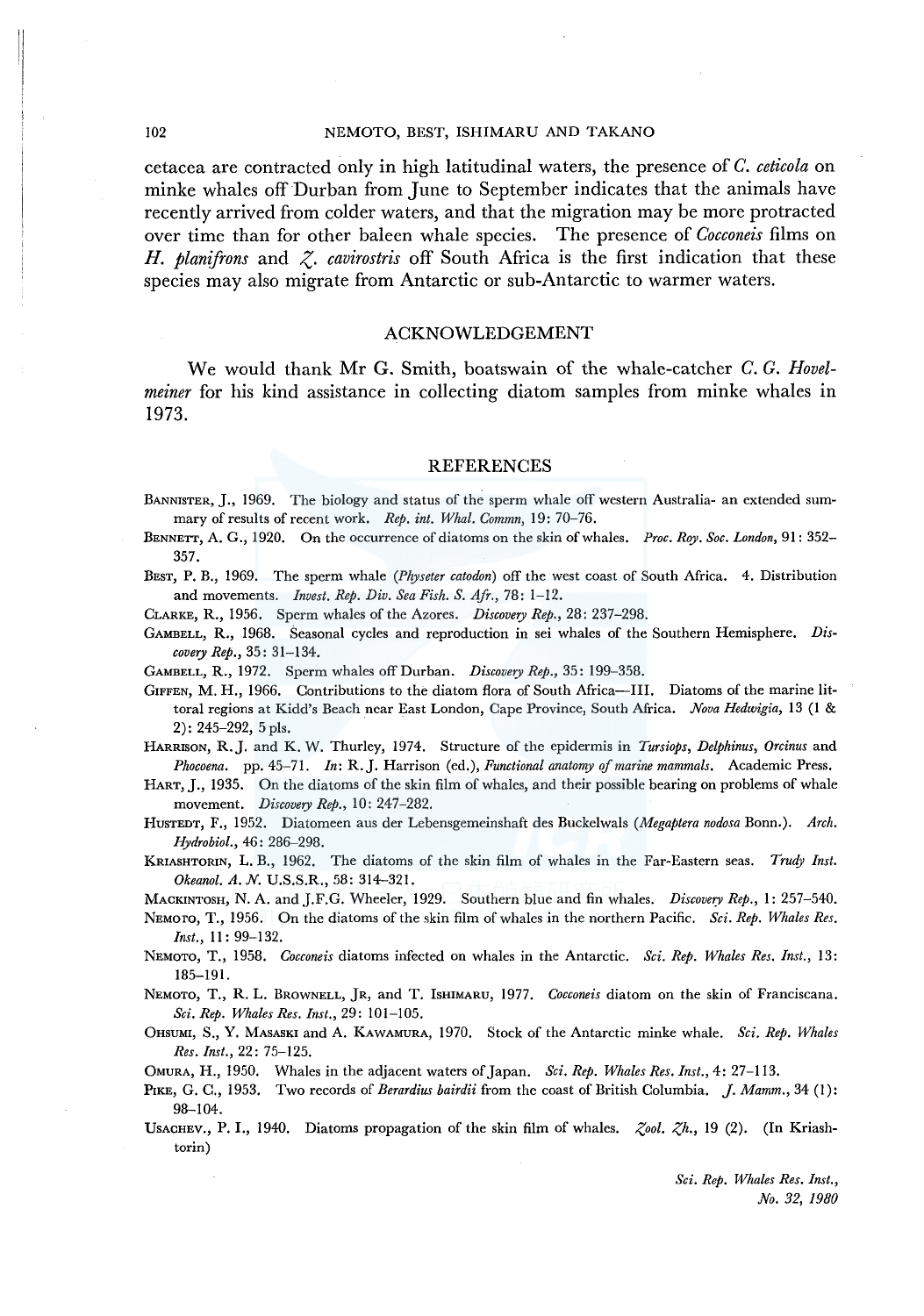cetacea are contracted only in high latitudinal waters, the presence of *C. ceticola* on minke whales off Durban from June to September indicates that the animals have recently arrived from colder waters, and that the migration may be more protracted over time than for other baleen whale species. The presence of *Cocconeis* films on *H. planifrons* and *Z. cavirostris* off South Africa is the first indication that these species may also migrate from Antarctic or sub-Antarctic to warmer waters.

## ACKNOWLEDGEMENT

We would thank Mr G. Smith, boatswain of the whale-catcher *C. G. Hovelmeiner* for his kind assistance in collecting diatom samples from minke whales in 1973.

## REFERENCES

BANNISTER, J., 1969. The biology and status of the sperm whale off western Australia- an extended summary of results of recent work. *Rep. int. Whal. Commn*, 19: 70–76.

BENNETT, A. G., 1920. On the occurrence of diatoms on the skin of whales. *Proc. Roy. Soc. London*, 91: 352–357.

BEST, P. B., 1969. The sperm whale (*Physeter catodon*) off the west coast of South Africa. 4. Distribution and movements. *Invest. Rep. Div. Sea Fish. S. Afr.*, 78: 1–12.

CLARKE, R., 1956. Sperm whales of the Azores. *Discovery Rep.*, 28: 237–298.

GAMBELL, R., 1968. Seasonal cycles and reproduction in sei whales of the Southern Hemisphere. *Discovery Rep.*, 35: 31–134.

GAMBELL, R., 1972. Sperm whales off Durban. *Discovery Rep.*, 35: 199–358.

GIFFEN, M. H., 1966. Contributions to the diatom flora of South Africa—III. Diatoms of the marine littoral regions at Kidd's Beach near East London, Cape Province, South Africa. *Nova Hedwigia*, 13 (1 & 2): 245–292, 5 pls.

HARRISON, R. J. and K. W. Thurley, 1974. Structure of the epidermis in *Tursiops*, *Delphinus*, *Orcinus* and *Phocoena*. pp. 45–71. *In*: R. J. Harrison (ed.), *Functional anatomy of marine mammals*. Academic Press.

HART, J., 1935. On the diatoms of the skin film of whales, and their possible bearing on problems of whale movement. *Discovery Rep.*, 10: 247–282.

HUSTEDT, F., 1952. Diatomeen aus der Lebensgemeinshaft des Buckelwals (*Megaptera nodosa* Bonn.). *Arch. Hydrobiol.*, 46: 286–298.

KRIASHTORIN, L. B., 1962. The diatoms of the skin film of whales in the Far-Eastern seas. *Trudy Inst. Okeanol. A. N.* U.S.S.R., 58: 314–321.

MACKINTOSH, N. A. and J.F.G. Wheeler, 1929. Southern blue and fin whales. *Discovery Rep.*, 1: 257–540.

NEMOTO, T., 1956. On the diatoms of the skin film of whales in the northern Pacific. *Sci. Rep. Whales Res. Inst.*, 11: 99–132.

NEMOTO, T., 1958. *Cocconeis* diatoms infected on whales in the Antarctic. *Sci. Rep. Whales Res. Inst.*, 13: 185–191.

NEMOTO, T., R. L. BROWNELL, JR, and T. ISHIMARU, 1977. *Cocconeis* diatom on the skin of Franciscana. *Sci. Rep. Whales Res. Inst.*, 29: 101–105.

OHSUMI, S., Y. MASASKI and A. KAWAMURA, 1970. Stock of the Antarctic minke whale. *Sci. Rep. Whales Res. Inst.*, 22: 75–125.

OMURA, H., 1950. Whales in the adjacent waters of Japan. *Sci. Rep. Whales Res. Inst.*, 4: 27–113.

PIKE, G. C., 1953. Two records of *Berardius bairdii* from the coast of British Columbia. *J. Mamm.*, 34 (1): 98–104.

USACHEV., P. I., 1940. Diatoms propagation of the skin film of whales. *Zool. Zh.*, 19 (2). (In Kriashtorin)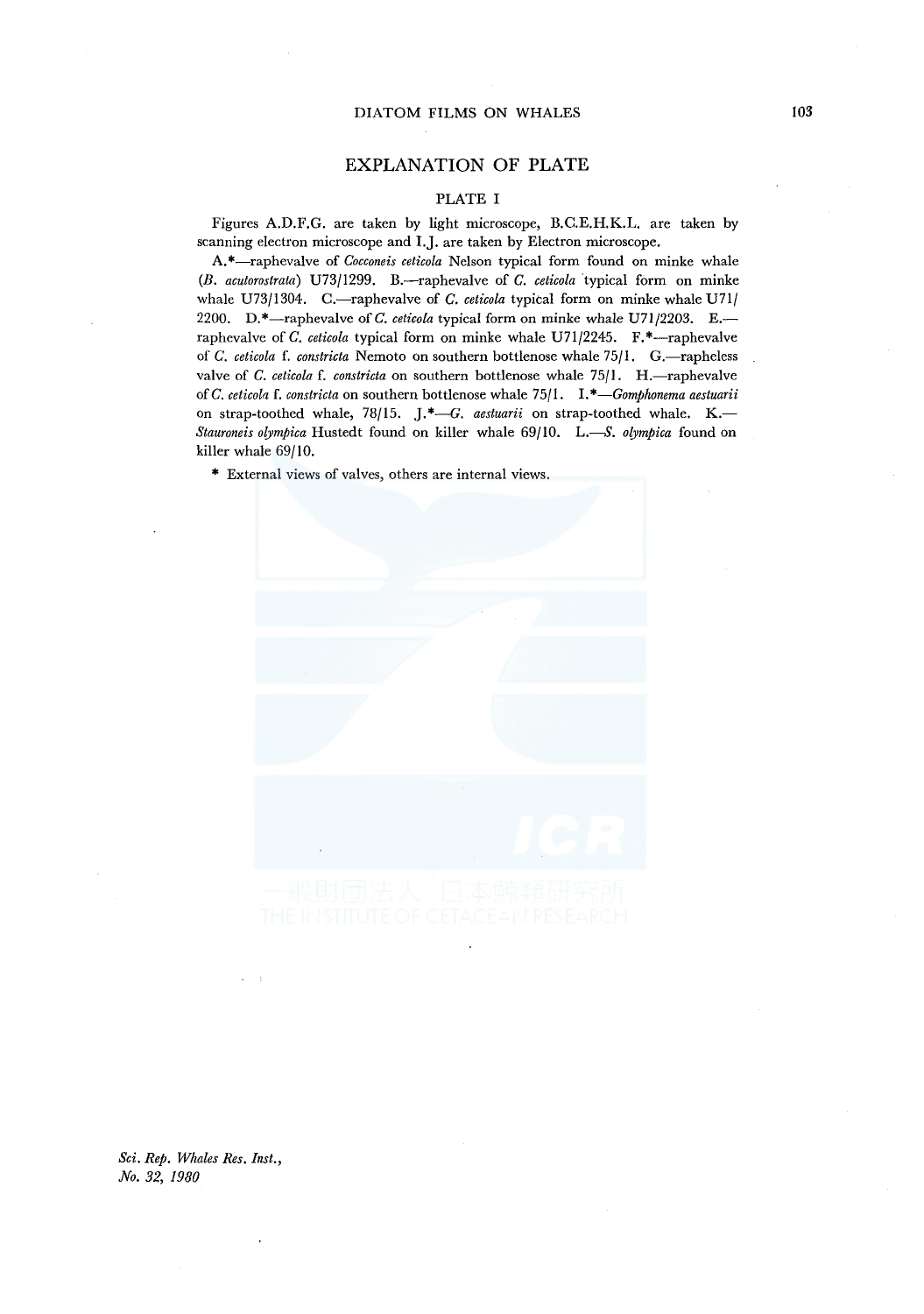## EXPLANATION OF PLATE

### PLATE I

Figures A.D.F.G. are taken by light microscope, B.C.E.H.K.L. are taken by scanning electron microscope and I.J. are taken by Electron microscope.

A.*—raphevalve of *Cocconeis ceticola* Nelson typical form found on minke whale (*B. acutorostrata*) U73/1299. B.—raphevalve of *C. ceticola* typical form on minke whale U73/1304. C.—raphevalve of *C. ceticola* typical form on minke whale U71/2200. D.*—raphevalve of *C. ceticola* typical form on minke whale U71/2203. E.—raphevalve of *C. ceticola* typical form on minke whale U71/2245. F.*—raphevalve of *C. ceticola* f. *constricta* Nemoto on southern bottlenose whale 75/1. G.—rapheless valve of *C. ceticola* f. *constricta* on southern bottlenose whale 75/1. H.—raphevalve of *C. ceticola* f. *constricta* on southern bottlenose whale 75/1. I.*—*Gomphonema aestuarii* on strap-toothed whale, 78/15. J.*—*G. aestuarii* on strap-toothed whale. K.—*Stauroneis olympica* Hustedt found on killer whale 69/10. L.—*S. olympica* found on killer whale 69/10.

* External views of valves, others are internal views.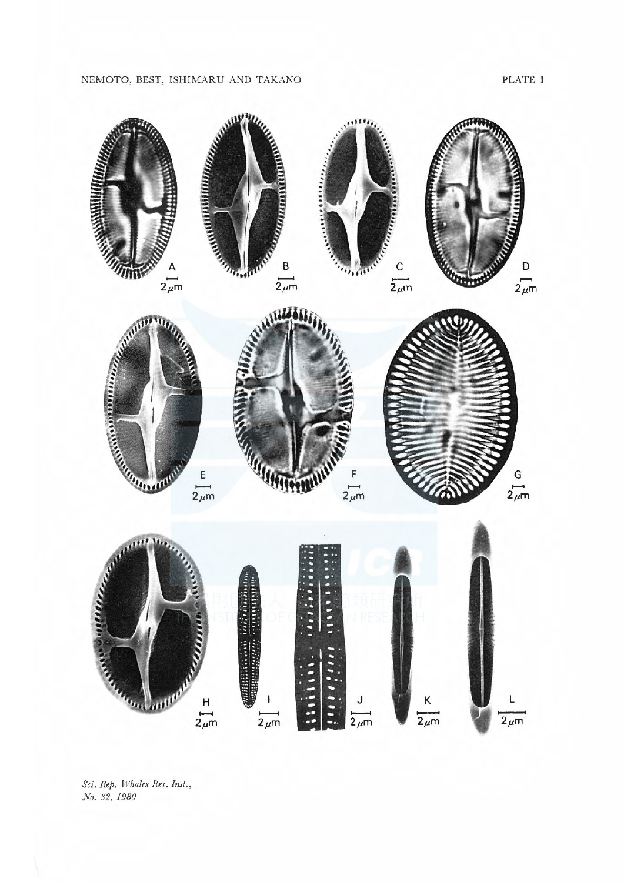PLATE I